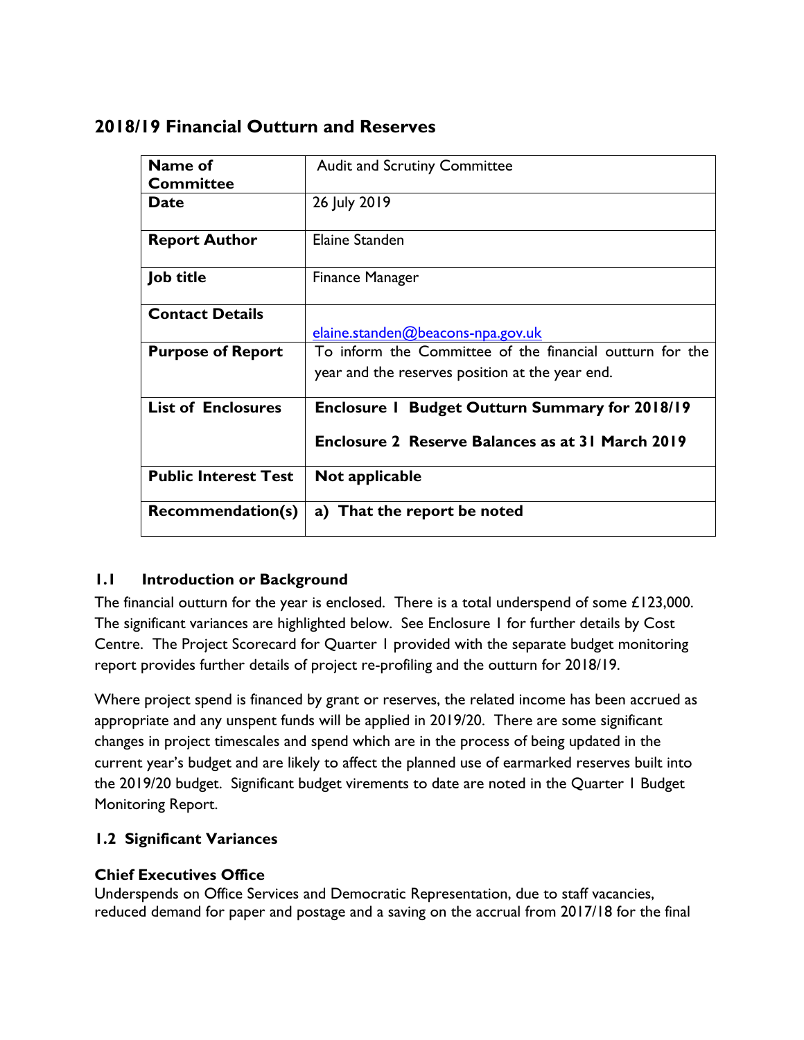# 2018/19 Financial Outturn and Reserves

| **Name of Committee** | Audit and Scrutiny Committee |
|---|---|
| **Date** | 26 July 2019 |
| **Report Author** | Elaine Standen |
| **Job title** | Finance Manager |
| **Contact Details** | elaine.standen@beacons-npa.gov.uk |
| **Purpose of Report** | To inform the Committee of the financial outturn for the year and the reserves position at the year end. |
| **List of Enclosures** | **Enclosure 1 Budget Outturn Summary for 2018/19**<br>**Enclosure 2 Reserve Balances as at 31 March 2019** |
| **Public Interest Test** | **Not applicable** |
| **Recommendation(s)** | **a) That the report be noted** |

## 1.1 Introduction or Background

The financial outturn for the year is enclosed. There is a total underspend of some £123,000. The significant variances are highlighted below. See Enclosure 1 for further details by Cost Centre. The Project Scorecard for Quarter 1 provided with the separate budget monitoring report provides further details of project re-profiling and the outturn for 2018/19.

Where project spend is financed by grant or reserves, the related income has been accrued as appropriate and any unspent funds will be applied in 2019/20. There are some significant changes in project timescales and spend which are in the process of being updated in the current year's budget and are likely to affect the planned use of earmarked reserves built into the 2019/20 budget. Significant budget virements to date are noted in the Quarter 1 Budget Monitoring Report.

## 1.2 Significant Variances

### Chief Executives Office

Underspends on Office Services and Democratic Representation, due to staff vacancies, reduced demand for paper and postage and a saving on the accrual from 2017/18 for the final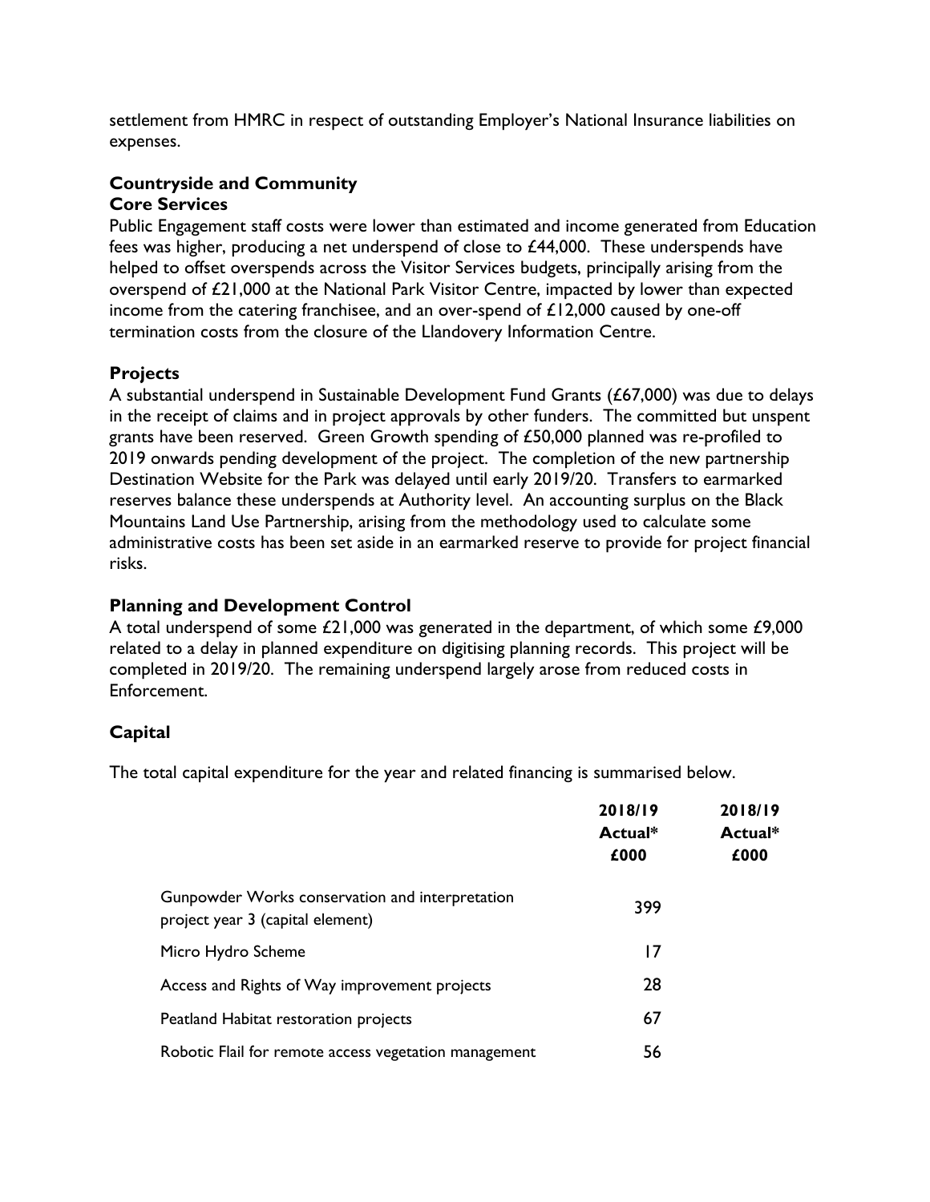settlement from HMRC in respect of outstanding Employer's National Insurance liabilities on expenses.

## Countryside and Community

### Core Services

Public Engagement staff costs were lower than estimated and income generated from Education fees was higher, producing a net underspend of close to £44,000. These underspends have helped to offset overspends across the Visitor Services budgets, principally arising from the overspend of £21,000 at the National Park Visitor Centre, impacted by lower than expected income from the catering franchisee, and an over-spend of £12,000 caused by one-off termination costs from the closure of the Llandovery Information Centre.

### Projects

A substantial underspend in Sustainable Development Fund Grants (£67,000) was due to delays in the receipt of claims and in project approvals by other funders. The committed but unspent grants have been reserved. Green Growth spending of £50,000 planned was re-profiled to 2019 onwards pending development of the project. The completion of the new partnership Destination Website for the Park was delayed until early 2019/20. Transfers to earmarked reserves balance these underspends at Authority level. An accounting surplus on the Black Mountains Land Use Partnership, arising from the methodology used to calculate some administrative costs has been set aside in an earmarked reserve to provide for project financial risks.

## Planning and Development Control

A total underspend of some £21,000 was generated in the department, of which some £9,000 related to a delay in planned expenditure on digitising planning records. This project will be completed in 2019/20. The remaining underspend largely arose from reduced costs in Enforcement.

## Capital

The total capital expenditure for the year and related financing is summarised below.

| | 2018/19 Actual* £000 | 2018/19 Actual* £000 |
|---|---|---|
| Gunpowder Works conservation and interpretation project year 3 (capital element) | 399 | |
| Micro Hydro Scheme | 17 | |
| Access and Rights of Way improvement projects | 28 | |
| Peatland Habitat restoration projects | 67 | |
| Robotic Flail for remote access vegetation management | 56 | |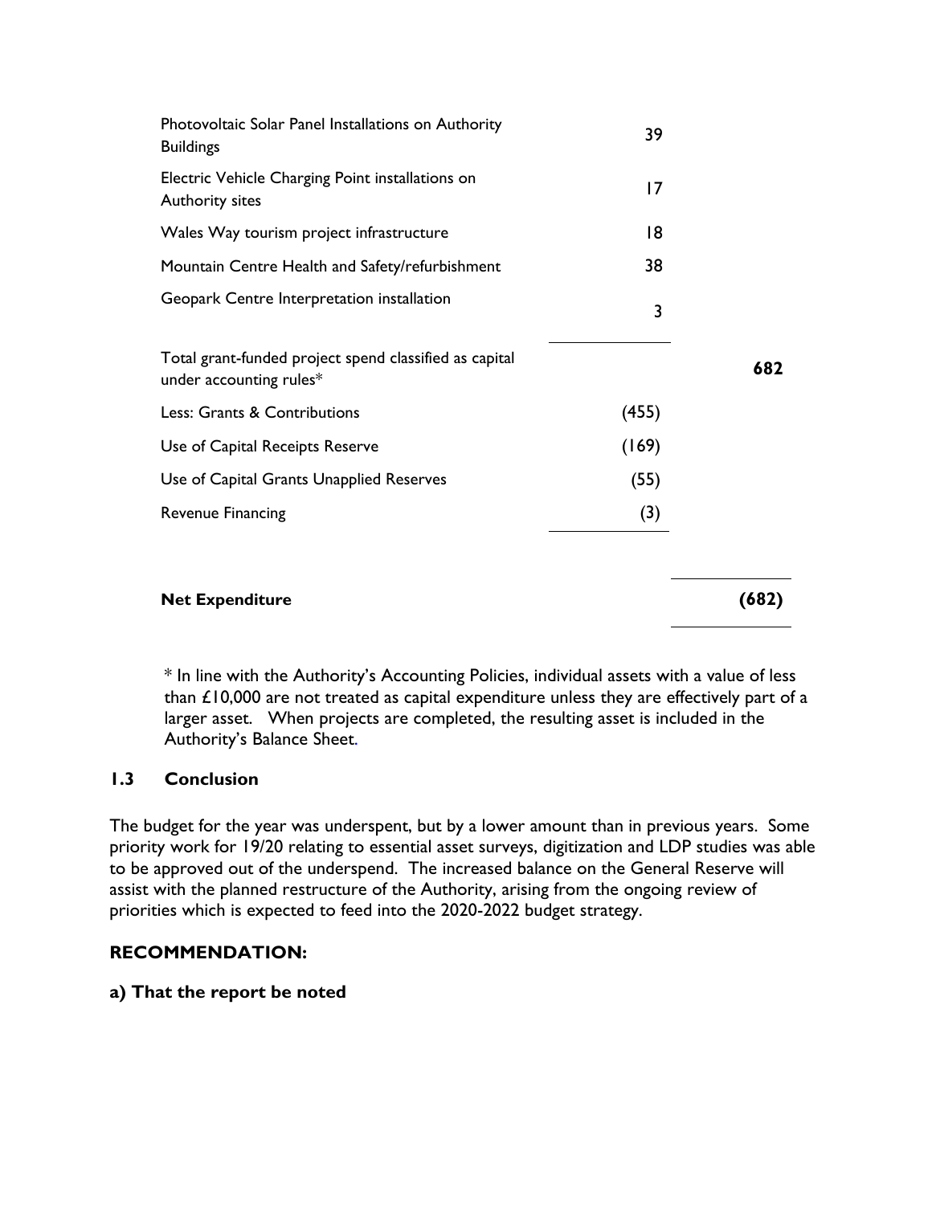| | | |
|---|---|---|
| Photovoltaic Solar Panel Installations on Authority Buildings | 39 | |
| Electric Vehicle Charging Point installations on Authority sites | 17 | |
| Wales Way tourism project infrastructure | 18 | |
| Mountain Centre Health and Safety/refurbishment | 38 | |
| Geopark Centre Interpretation installation | 3 | |
| Total grant-funded project spend classified as capital under accounting rules* | | **682** |
| Less: Grants & Contributions | (455) | |
| Use of Capital Receipts Reserve | (169) | |
| Use of Capital Grants Unapplied Reserves | (55) | |
| Revenue Financing | (3) | |
| **Net Expenditure** | | **(682)** |

* In line with the Authority's Accounting Policies, individual assets with a value of less than £10,000 are not treated as capital expenditure unless they are effectively part of a larger asset. When projects are completed, the resulting asset is included in the Authority's Balance Sheet.

### 1.3 Conclusion

The budget for the year was underspent, but by a lower amount than in previous years. Some priority work for 19/20 relating to essential asset surveys, digitization and LDP studies was able to be approved out of the underspend. The increased balance on the General Reserve will assist with the planned restructure of the Authority, arising from the ongoing review of priorities which is expected to feed into the 2020-2022 budget strategy.

**RECOMMENDATION:**

**a) That the report be noted**